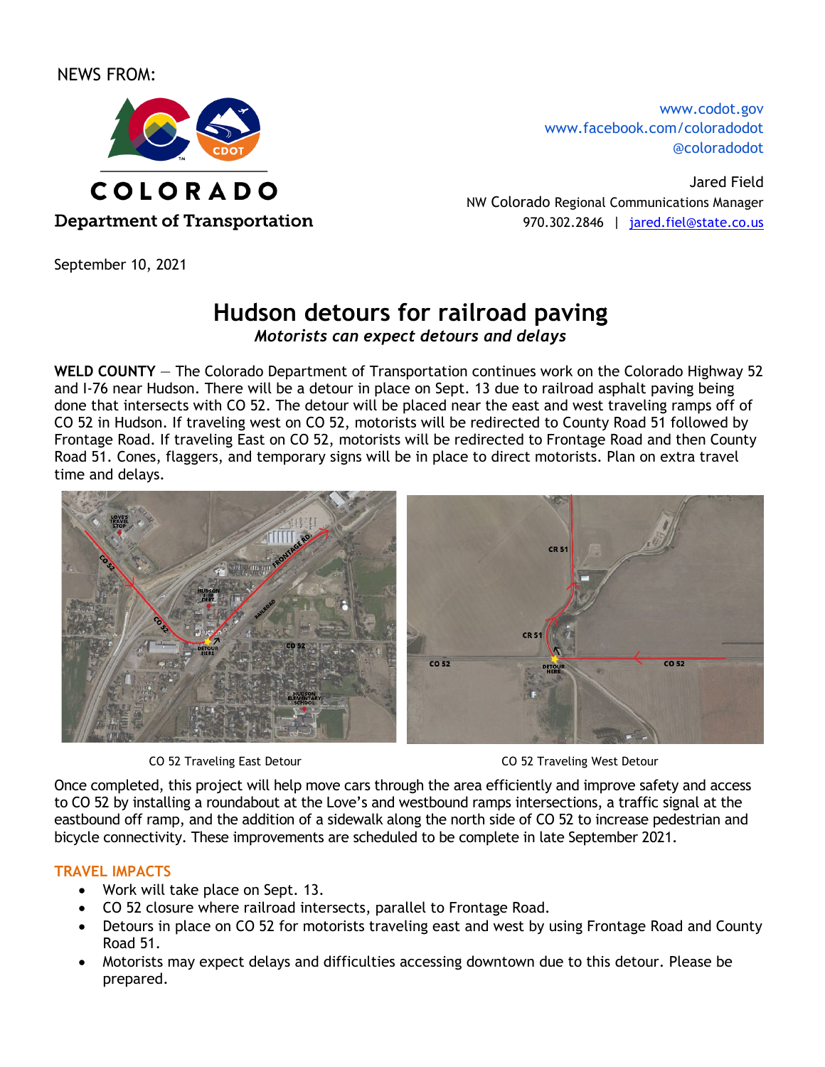NEWS FROM:

COLORADO
Department of Transportation

www.codot.gov
www.facebook.com/coloradodot
@coloradodot

Jared Field
NW Colorado Regional Communications Manager
970.302.2846 | jared.fiel@state.co.us

September 10, 2021

# Hudson detours for railroad paving

*Motorists can expect detours and delays*

**WELD COUNTY** — The Colorado Department of Transportation continues work on the Colorado Highway 52 and I-76 near Hudson. There will be a detour in place on Sept. 13 due to railroad asphalt paving being done that intersects with CO 52. The detour will be placed near the east and west traveling ramps off of CO 52 in Hudson. If traveling west on CO 52, motorists will be redirected to County Road 51 followed by Frontage Road. If traveling East on CO 52, motorists will be redirected to Frontage Road and then County Road 51. Cones, flaggers, and temporary signs will be in place to direct motorists. Plan on extra travel time and delays.

CO 52 Traveling East Detour

CO 52 Traveling West Detour

Once completed, this project will help move cars through the area efficiently and improve safety and access to CO 52 by installing a roundabout at the Love's and westbound ramps intersections, a traffic signal at the eastbound off ramp, and the addition of a sidewalk along the north side of CO 52 to increase pedestrian and bicycle connectivity. These improvements are scheduled to be complete in late September 2021.

## TRAVEL IMPACTS

- Work will take place on Sept. 13.
- CO 52 closure where railroad intersects, parallel to Frontage Road.
- Detours in place on CO 52 for motorists traveling east and west by using Frontage Road and County Road 51.
- Motorists may expect delays and difficulties accessing downtown due to this detour. Please be prepared.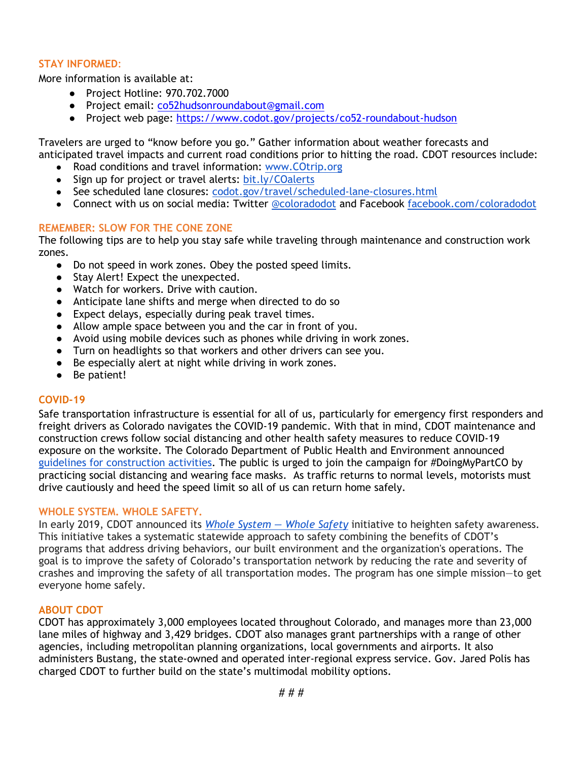## STAY INFORMED:

More information is available at:

- Project Hotline: 970.702.7000
- Project email: co52hudsonroundabout@gmail.com
- Project web page: https://www.codot.gov/projects/co52-roundabout-hudson

Travelers are urged to "know before you go." Gather information about weather forecasts and anticipated travel impacts and current road conditions prior to hitting the road. CDOT resources include:

- Road conditions and travel information: www.COtrip.org
- Sign up for project or travel alerts: bit.ly/COalerts
- See scheduled lane closures: codot.gov/travel/scheduled-lane-closures.html
- Connect with us on social media: Twitter @coloradodot and Facebook facebook.com/coloradodot

## REMEMBER: SLOW FOR THE CONE ZONE

The following tips are to help you stay safe while traveling through maintenance and construction work zones.

- Do not speed in work zones. Obey the posted speed limits.
- Stay Alert! Expect the unexpected.
- Watch for workers. Drive with caution.
- Anticipate lane shifts and merge when directed to do so
- Expect delays, especially during peak travel times.
- Allow ample space between you and the car in front of you.
- Avoid using mobile devices such as phones while driving in work zones.
- Turn on headlights so that workers and other drivers can see you.
- Be especially alert at night while driving in work zones.
- Be patient!

## COVID-19

Safe transportation infrastructure is essential for all of us, particularly for emergency first responders and freight drivers as Colorado navigates the COVID-19 pandemic. With that in mind, CDOT maintenance and construction crews follow social distancing and other health safety measures to reduce COVID-19 exposure on the worksite. The Colorado Department of Public Health and Environment announced guidelines for construction activities. The public is urged to join the campaign for #DoingMyPartCO by practicing social distancing and wearing face masks. As traffic returns to normal levels, motorists must drive cautiously and heed the speed limit so all of us can return home safely.

## WHOLE SYSTEM. WHOLE SAFETY.

In early 2019, CDOT announced its *Whole System — Whole Safety* initiative to heighten safety awareness. This initiative takes a systematic statewide approach to safety combining the benefits of CDOT's programs that address driving behaviors, our built environment and the organization's operations. The goal is to improve the safety of Colorado's transportation network by reducing the rate and severity of crashes and improving the safety of all transportation modes. The program has one simple mission—to get everyone home safely.

## ABOUT CDOT

CDOT has approximately 3,000 employees located throughout Colorado, and manages more than 23,000 lane miles of highway and 3,429 bridges. CDOT also manages grant partnerships with a range of other agencies, including metropolitan planning organizations, local governments and airports. It also administers Bustang, the state-owned and operated inter-regional express service. Gov. Jared Polis has charged CDOT to further build on the state's multimodal mobility options.

# # #